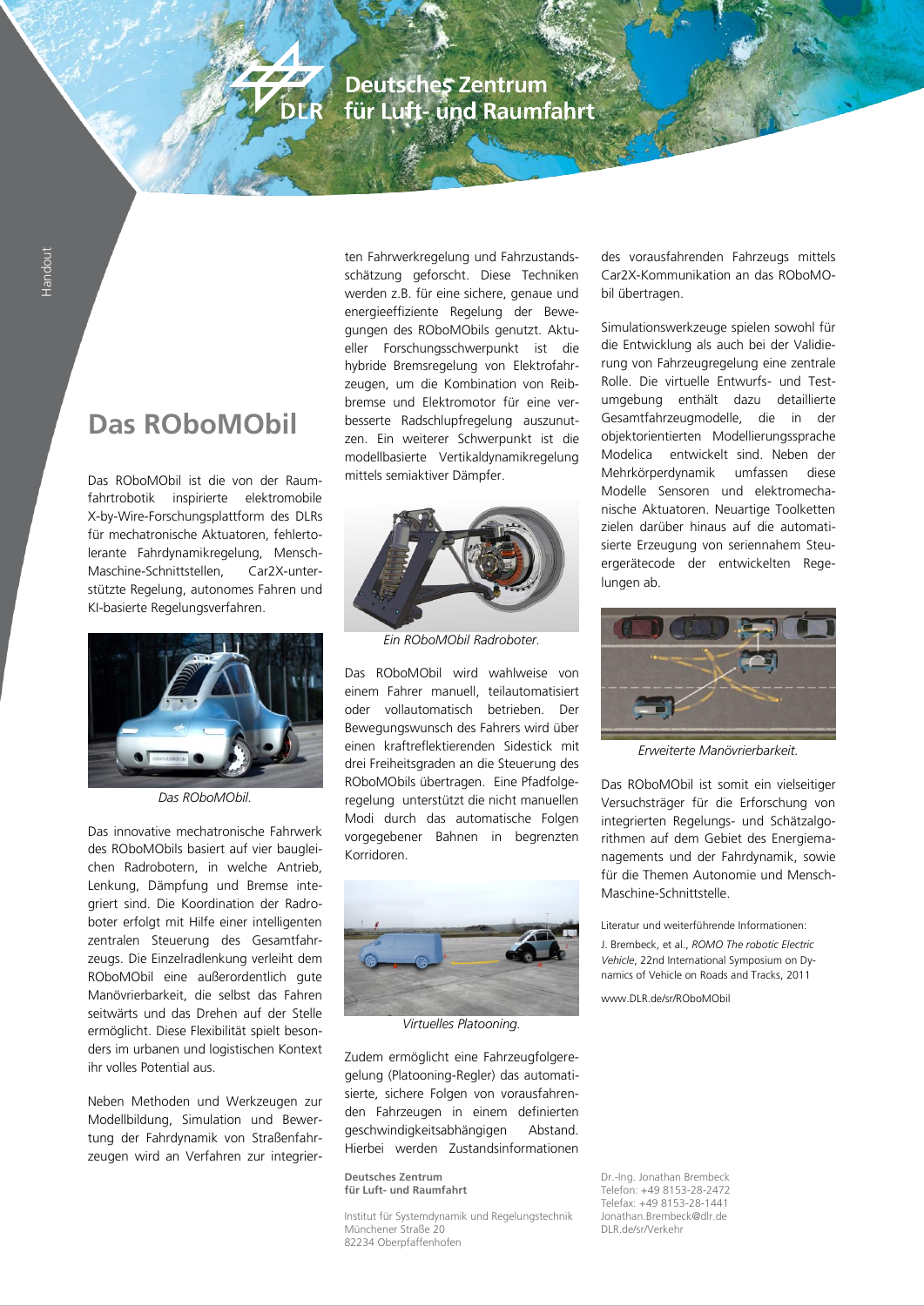# Das ROboMObil

Das ROboMObil ist die von der Raumfahrtrobotik inspirierte elektromobile X-by-Wire-Forschungsplattform des DLRs für mechatronische Aktuatoren, fehlertolerante Fahrdynamikregelung, Mensch-Maschine-Schnittstellen, Car2X-unterstützte Regelung, autonomes Fahren und KI-basierte Regelungsverfahren.

*Das ROboMObil.*

Das innovative mechatronische Fahrwerk des ROboMObils basiert auf vier baugleichen Radrobotern, in welche Antrieb, Lenkung, Dämpfung und Bremse integriert sind. Die Koordination der Radroboter erfolgt mit Hilfe einer intelligenten zentralen Steuerung des Gesamtfahrzeugs. Die Einzelradlenkung verleiht dem ROboMObil eine außerordentlich gute Manövrierbarkeit, die selbst das Fahren seitwärts und das Drehen auf der Stelle ermöglicht. Diese Flexibilität spielt besonders im urbanen und logistischen Kontext ihr volles Potential aus.

Neben Methoden und Werkzeugen zur Modellbildung, Simulation und Bewertung der Fahrdynamik von Straßenfahrzeugen wird an Verfahren zur integrierten Fahrwerkregelung und Fahrzustandsschätzung geforscht. Diese Techniken werden z.B. für eine sichere, genaue und energieeffiziente Regelung der Bewegungen des ROboMObils genutzt. Aktueller Forschungsschwerpunkt ist die hybride Bremsregelung von Elektrofahrzeugen, um die Kombination von Reibbremse und Elektromotor für eine verbesserte Radschlupfregelung auszunutzen. Ein weiterer Schwerpunkt ist die modellbasierte Vertikaldynamikregelung mittels semiaktiver Dämpfer.

*Ein ROboMObil Radroboter.*

Das ROboMObil wird wahlweise von einem Fahrer manuell, teilautomatisiert oder vollautomatisch betrieben. Der Bewegungswunsch des Fahrers wird über einen kraftreflektierenden Sidestick mit drei Freiheitsgraden an die Steuerung des ROboMObils übertragen. Eine Pfadfolgeregelung unterstützt die nicht manuellen Modi durch das automatische Folgen vorgegebener Bahnen in begrenzten Korridoren.

*Virtuelles Platooning.*

Zudem ermöglicht eine Fahrzeugfolgeregelung (Platooning-Regler) das automatisierte, sichere Folgen von vorausfahrenden Fahrzeugen in einem definierten geschwindigkeitsabhängigen Abstand. Hierbei werden Zustandsinformationen des vorausfahrenden Fahrzeugs mittels Car2X-Kommunikation an das ROboMObil übertragen.

Simulationswerkzeuge spielen sowohl für die Entwicklung als auch bei der Validierung von Fahrzeugregelung eine zentrale Rolle. Die virtuelle Entwurfs- und Testumgebung enthält dazu detaillierte Gesamtfahrzeugmodelle, die in der objektorientierten Modellierungssprache Modelica entwickelt sind. Neben der Mehrkörperdynamik umfassen diese Modelle Sensoren und elektromechanische Aktuatoren. Neuartige Toolketten zielen darüber hinaus auf die automatisierte Erzeugung von seriennahem Steuergerätecode der entwickelten Regelungen ab.

*Erweiterte Manövrierbarkeit.*

Das ROboMObil ist somit ein vielseitiger Versuchsträger für die Erforschung von integrierten Regelungs- und Schätzalgorithmen auf dem Gebiet des Energiemanagements und der Fahrdynamik, sowie für die Themen Autonomie und Mensch-Maschine-Schnittstelle.

Literatur und weiterführende Informationen:

J. Brembeck, et al., *ROMO The robotic Electric Vehicle*, 22nd International Symposium on Dynamics of Vehicle on Roads and Tracks, 2011

www.DLR.de/sr/ROboMObil

**Deutsches Zentrum für Luft- und Raumfahrt**

Institut für Systemdynamik und Regelungstechnik
Münchener Straße 20
82234 Oberpfaffenhofen

Dr.-Ing. Jonathan Brembeck
Telefon: +49 8153-28-2472
Telefax: +49 8153-28-1441
Jonathan.Brembeck@dlr.de
DLR.de/sr/Verkehr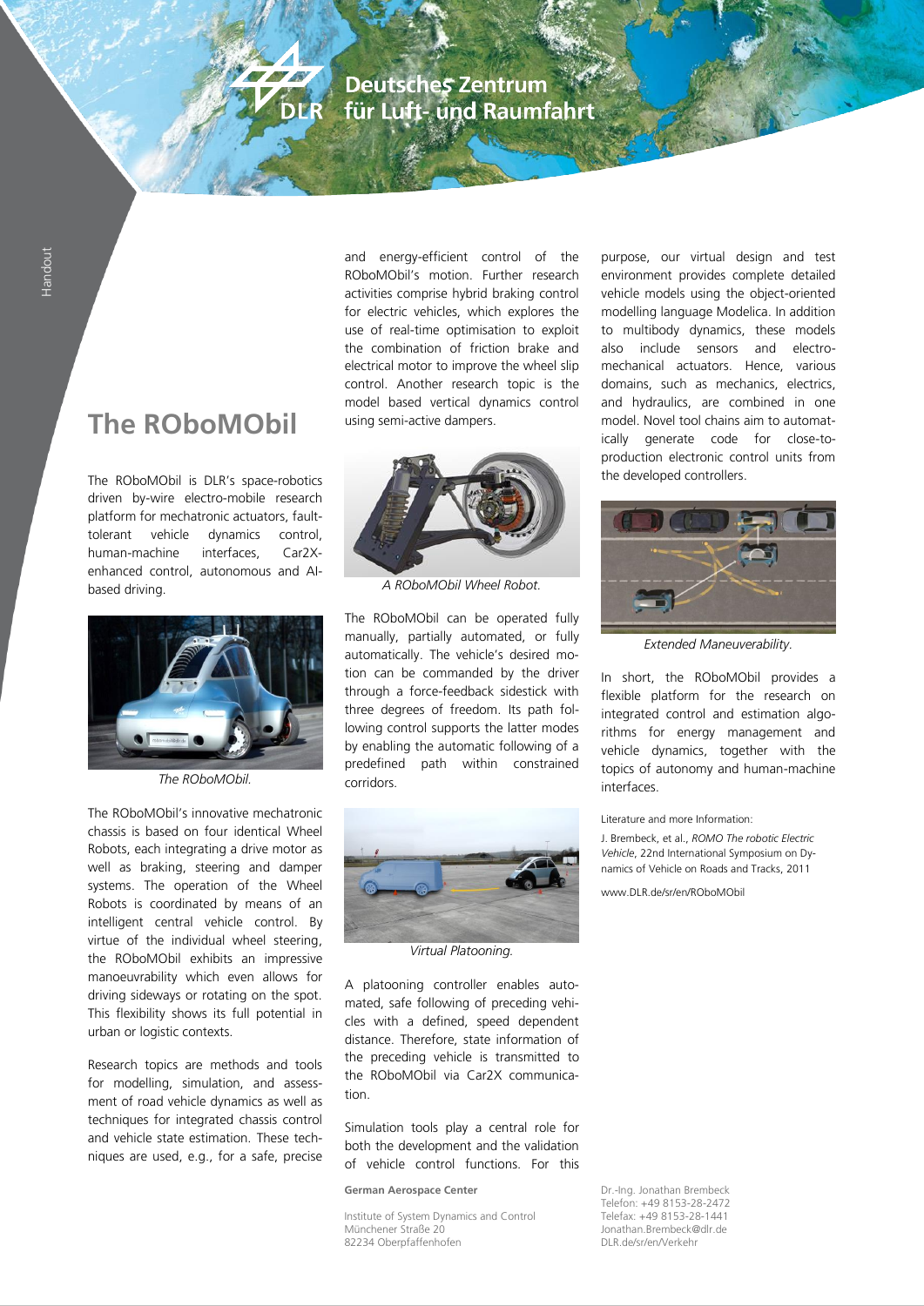Deutsches Zentrum für Luft- und Raumfahrt

# The ROboMObil

The ROboMObil is DLR's space-robotics driven by-wire electro-mobile research platform for mechatronic actuators, fault-tolerant vehicle dynamics control, human-machine interfaces, Car2X-enhanced control, autonomous and AI-based driving.

*The ROboMObil.*

The ROboMObil's innovative mechatronic chassis is based on four identical Wheel Robots, each integrating a drive motor as well as braking, steering and damper systems. The operation of the Wheel Robots is coordinated by means of an intelligent central vehicle control. By virtue of the individual wheel steering, the ROboMObil exhibits an impressive manoeuvrability which even allows for driving sideways or rotating on the spot. This flexibility shows its full potential in urban or logistic contexts.

Research topics are methods and tools for modelling, simulation, and assessment of road vehicle dynamics as well as techniques for integrated chassis control and vehicle state estimation. These techniques are used, e.g., for a safe, precise and energy-efficient control of the ROboMObil's motion. Further research activities comprise hybrid braking control for electric vehicles, which explores the use of real-time optimisation to exploit the combination of friction brake and electrical motor to improve the wheel slip control. Another research topic is the model based vertical dynamics control using semi-active dampers.

*A ROboMObil Wheel Robot.*

The ROboMObil can be operated fully manually, partially automated, or fully automatically. The vehicle's desired motion can be commanded by the driver through a force-feedback sidestick with three degrees of freedom. Its path following control supports the latter modes by enabling the automatic following of a predefined path within constrained corridors.

*Virtual Platooning.*

A platooning controller enables automated, safe following of preceding vehicles with a defined, speed dependent distance. Therefore, state information of the preceding vehicle is transmitted to the ROboMObil via Car2X communication.

Simulation tools play a central role for both the development and the validation of vehicle control functions. For this purpose, our virtual design and test environment provides complete detailed vehicle models using the object-oriented modelling language Modelica. In addition to multibody dynamics, these models also include sensors and electro-mechanical actuators. Hence, various domains, such as mechanics, electrics, and hydraulics, are combined in one model. Novel tool chains aim to automatically generate code for close-to-production electronic control units from the developed controllers.

*Extended Maneuverability.*

In short, the ROboMObil provides a flexible platform for the research on integrated control and estimation algorithms for energy management and vehicle dynamics, together with the topics of autonomy and human-machine interfaces.

Literature and more Information:

J. Brembeck, et al., *ROMO The robotic Electric Vehicle*, 22nd International Symposium on Dynamics of Vehicle on Roads and Tracks, 2011

www.DLR.de/sr/en/ROboMObil

**German Aerospace Center**

Institute of System Dynamics and Control
Münchener Straße 20
82234 Oberpfaffenhofen

Dr.-Ing. Jonathan Brembeck
Telefon: +49 8153-28-2472
Telefax: +49 8153-28-1441
Jonathan.Brembeck@dlr.de
DLR.de/sr/en/Verkehr